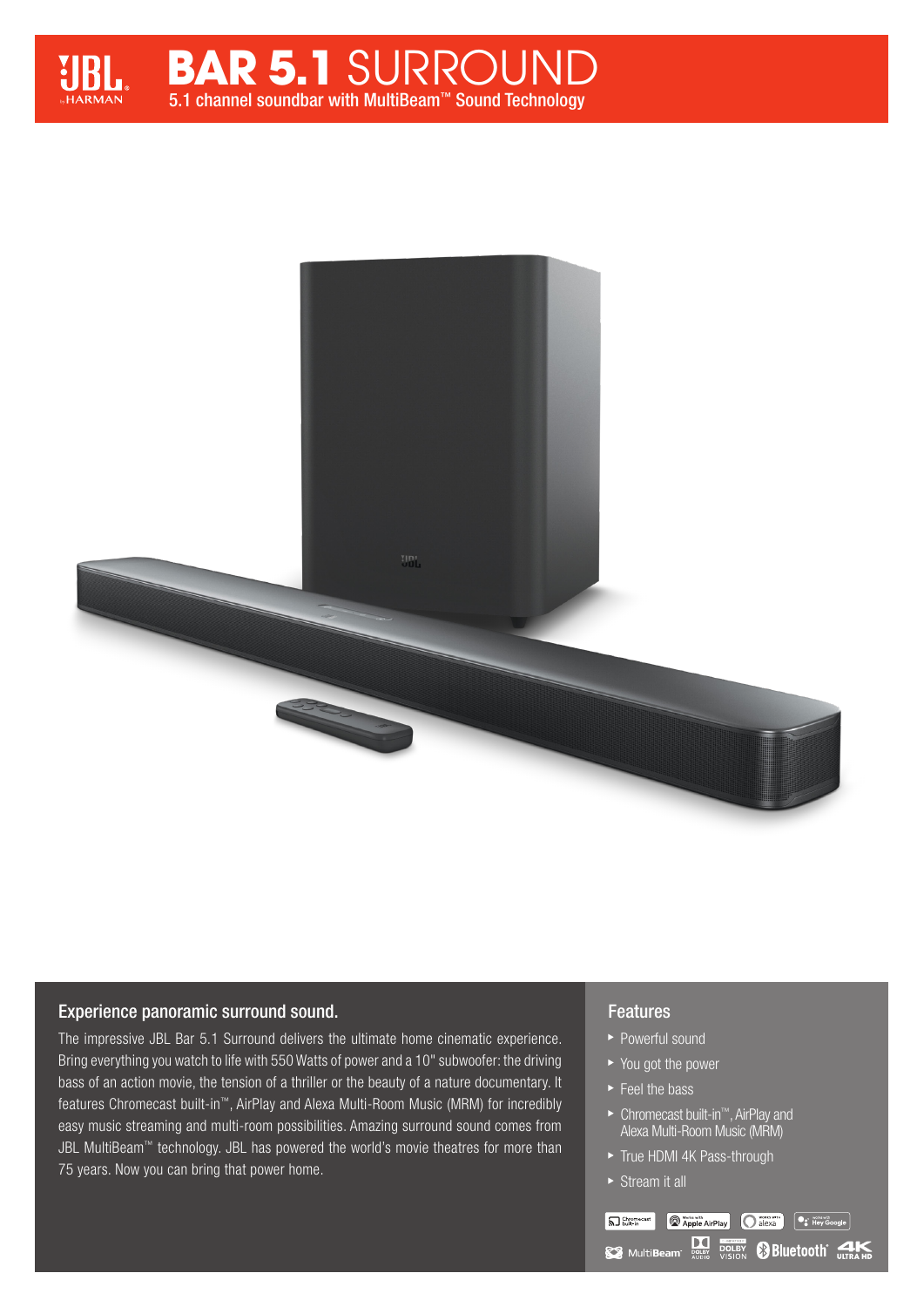# JBL BAR 5.1 SURROUND

5.1 channel soundbar with MultiBeam™ Sound Technology

## Experience panoramic surround sound.

The impressive JBL Bar 5.1 Surround delivers the ultimate home cinematic experience. Bring everything you watch to life with 550 Watts of power and a 10" subwoofer: the driving bass of an action movie, the tension of a thriller or the beauty of a nature documentary. It features Chromecast built-in™, AirPlay and Alexa Multi-Room Music (MRM) for incredibly easy music streaming and multi-room possibilities. Amazing surround sound comes from JBL MultiBeam™ technology. JBL has powered the world's movie theatres for more than 75 years. Now you can bring that power home.

## Features

- Powerful sound
- You got the power
- Feel the bass
- Chromecast built-in™, AirPlay and Alexa Multi-Room Music (MRM)
- True HDMI 4K Pass-through
- Stream it all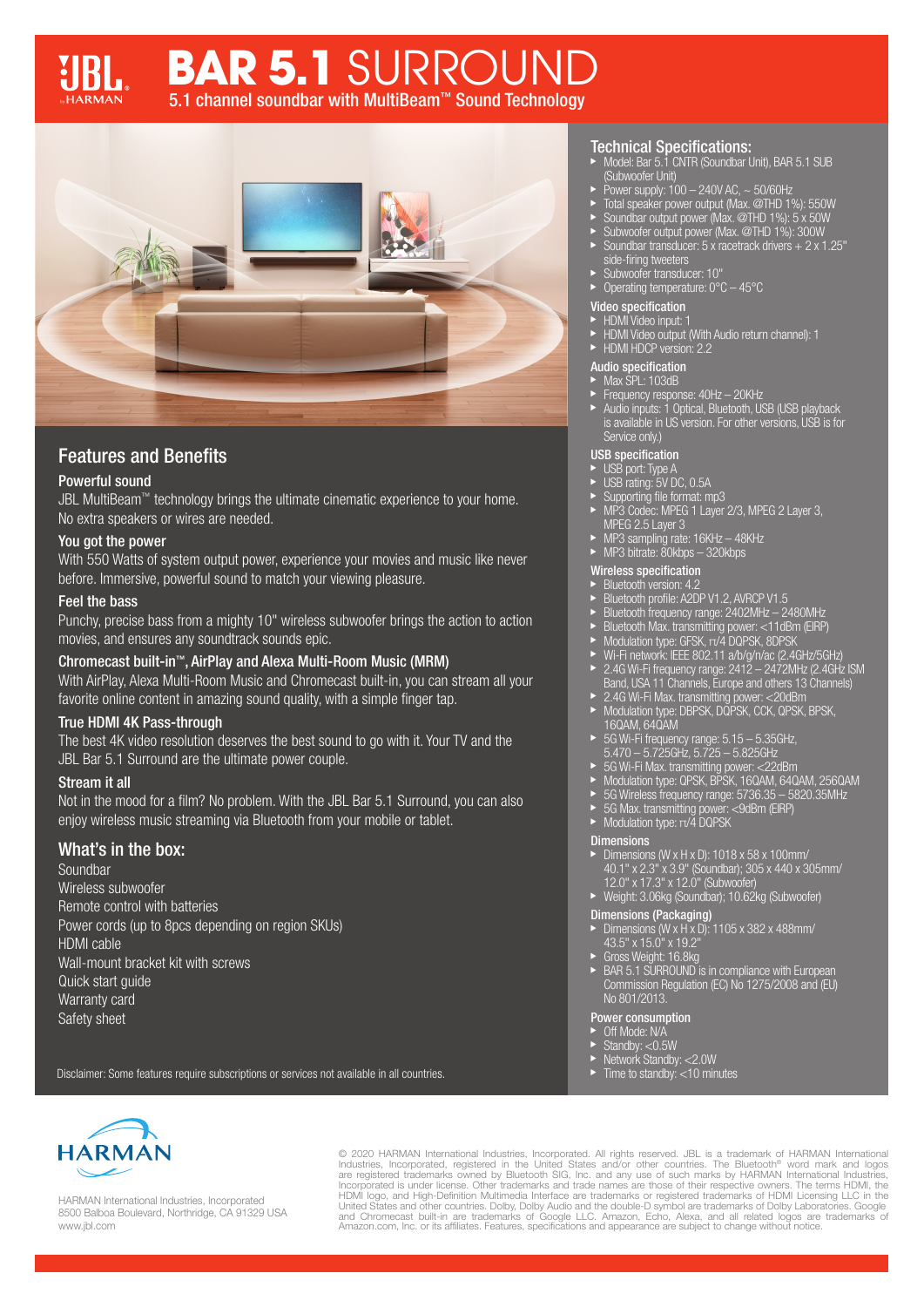# BAR 5.1 SURROUND

5.1 channel soundbar with MultiBeam™ Sound Technology

## Features and Benefits

### Powerful sound

JBL MultiBeam™ technology brings the ultimate cinematic experience to your home. No extra speakers or wires are needed.

### You got the power

With 550 Watts of system output power, experience your movies and music like never before. Immersive, powerful sound to match your viewing pleasure.

### Feel the bass

Punchy, precise bass from a mighty 10" wireless subwoofer brings the action to action movies, and ensures any soundtrack sounds epic.

### Chromecast built-in™, AirPlay and Alexa Multi-Room Music (MRM)

With AirPlay, Alexa Multi-Room Music and Chromecast built-in, you can stream all your favorite online content in amazing sound quality, with a simple finger tap.

### True HDMI 4K Pass-through

The best 4K video resolution deserves the best sound to go with it. Your TV and the JBL Bar 5.1 Surround are the ultimate power couple.

### Stream it all

Not in the mood for a film? No problem. With the JBL Bar 5.1 Surround, you can also enjoy wireless music streaming via Bluetooth from your mobile or tablet.

## What's in the box:

Soundbar
Wireless subwoofer
Remote control with batteries
Power cords (up to 8pcs depending on region SKUs)
HDMI cable
Wall-mount bracket kit with screws
Quick start guide
Warranty card
Safety sheet

Disclaimer: Some features require subscriptions or services not available in all countries.

## Technical Specifications:

- Model: Bar 5.1 CNTR (Soundbar Unit), BAR 5.1 SUB (Subwoofer Unit)
- Power supply: 100 – 240V AC, ~ 50/60Hz
- Total speaker power output (Max. @THD 1%): 550W
- Soundbar output power (Max. @THD 1%): 5 x 50W
- Subwoofer output power (Max. @THD 1%): 300W
- Soundbar transducer: 5 x racetrack drivers + 2 x 1.25" side-firing tweeters
- Subwoofer transducer: 10"
- Operating temperature: 0°C – 45°C

### Video specification

- HDMI Video input: 1
- HDMI Video output (With Audio return channel): 1
- HDMI HDCP version: 2.2

### Audio specification

- Max SPL: 103dB
- Frequency response: 40Hz – 20KHz
- Audio inputs: 1 Optical, Bluetooth, USB (USB playback is available in US version. For other versions, USB is for Service only.)

### USB specification

- USB port: Type A
- USB rating: 5V DC, 0.5A
- Supporting file format: mp3
- MP3 Codec: MPEG 1 Layer 2/3, MPEG 2 Layer 3, MPEG 2.5 Layer 3
- MP3 sampling rate: 16KHz – 48KHz
- MP3 bitrate: 80kbps – 320kbps

### Wireless specification

- Bluetooth version: 4.2
- Bluetooth profile: A2DP V1.2, AVRCP V1.5
- Bluetooth frequency range: 2402MHz – 2480MHz
- Bluetooth Max. transmitting power: <11dBm (EIRP)
- Modulation type: GFSK, π/4 DQPSK, 8DPSK
- Wi-Fi network: IEEE 802.11 a/b/g/n/ac (2.4GHz/5GHz)
- 2.4G Wi-Fi frequency range: 2412 – 2472MHz (2.4GHz ISM Band, USA 11 Channels, Europe and others 13 Channels)
- 2.4G Wi-Fi Max. transmitting power: <20dBm
- Modulation type: DBPSK, DQPSK, CCK, QPSK, BPSK, 16QAM, 64QAM
- 5G Wi-Fi frequency range: 5.15 – 5.35GHz, 5.470 – 5.725GHz, 5.725 – 5.825GHz
- 5G Wi-Fi Max. transmitting power: <22dBm
- Modulation type: QPSK, BPSK, 16QAM, 64QAM, 256QAM
- 5G Wireless frequency range: 5736.35 – 5820.35MHz
- 5G Max. transmitting power: <9dBm (EIRP)
- Modulation type: π/4 DQPSK

### Dimensions

- Dimensions (W x H x D): 1018 x 58 x 100mm/ 40.1" x 2.3" x 3.9" (Soundbar); 305 x 440 x 305mm/ 12.0" x 17.3" x 12.0" (Subwoofer)
- Weight: 3.06kg (Soundbar); 10.62kg (Subwoofer)

### Dimensions (Packaging)

- Dimensions (W x H x D): 1105 x 382 x 488mm/ 43.5" x 15.0" x 19.2"
- Gross Weight: 16.8kg
- BAR 5.1 SURROUND is in compliance with European Commission Regulation (EC) No 1275/2008 and (EU) No 801/2013.

### Power consumption

- Off Mode: N/A
- Standby: <0.5W
- Network Standby: <2.0W
- Time to standby: <10 minutes

HARMAN International Industries, Incorporated
8500 Balboa Boulevard, Northridge, CA 91329 USA
www.jbl.com

© 2020 HARMAN International Industries, Incorporated. All rights reserved. JBL is a trademark of HARMAN International Industries, Incorporated, registered in the United States and/or other countries. The Bluetooth® word mark and logos are registered trademarks owned by Bluetooth SIG, Inc. and any use of such marks by HARMAN International Industries, Incorporated is under license. Other trademarks and trade names are those of their respective owners. The terms HDMI, the HDMI logo, and High-Definition Multimedia Interface are trademarks or registered trademarks of HDMI Licensing LLC in the United States and other countries. Dolby, Dolby Audio and the double-D symbol are trademarks of Dolby Laboratories. Google and Chromecast built-in are trademarks of Google LLC. Amazon, Echo, Alexa, and all related logos are trademarks of Amazon.com, Inc. or its affiliates. Features, specifications and appearance are subject to change without notice.